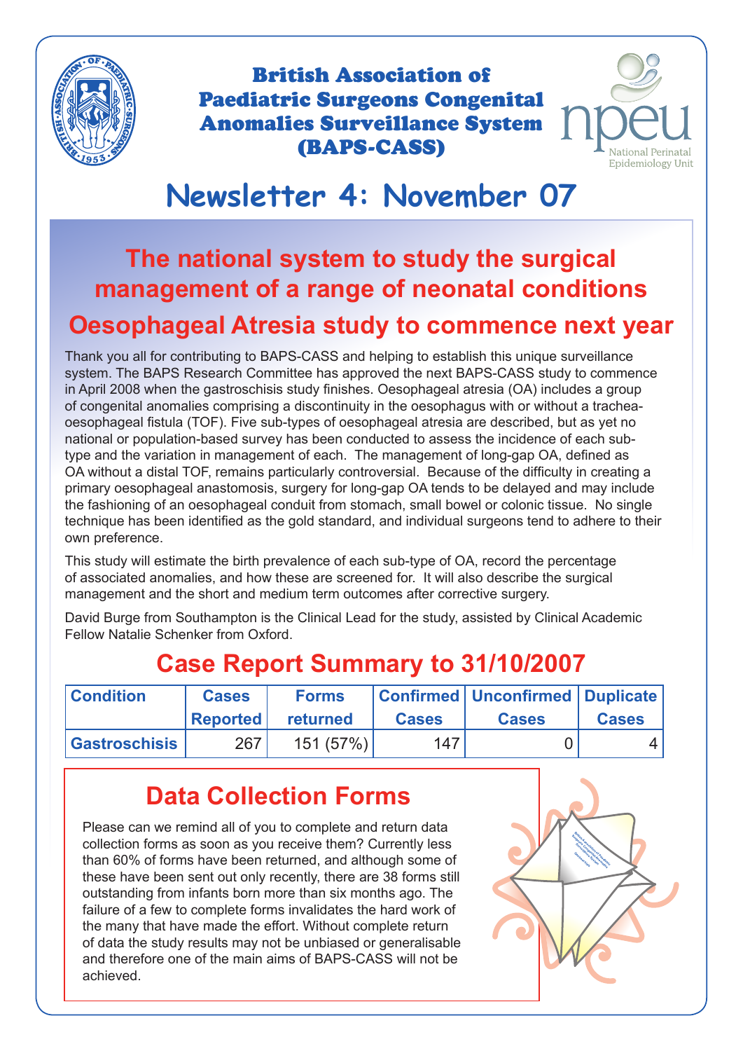# British Association of Paediatric Surgeons Congenital Anomalies Surveillance System (BAPS-CASS)

National Perinatal Epidemiology Unit

# Newsletter 4: November 07

## The national system to study the surgical management of a range of neonatal conditions

## Oesophageal Atresia study to commence next year

Thank you all for contributing to BAPS-CASS and helping to establish this unique surveillance system. The BAPS Research Committee has approved the next BAPS-CASS study to commence in April 2008 when the gastroschisis study finishes. Oesophageal atresia (OA) includes a group of congenital anomalies comprising a discontinuity in the oesophagus with or without a trachea-oesophageal fistula (TOF). Five sub-types of oesophageal atresia are described, but as yet no national or population-based survey has been conducted to assess the incidence of each sub-type and the variation in management of each. The management of long-gap OA, defined as OA without a distal TOF, remains particularly controversial. Because of the difficulty in creating a primary oesophageal anastomosis, surgery for long-gap OA tends to be delayed and may include the fashioning of an oesophageal conduit from stomach, small bowel or colonic tissue. No single technique has been identified as the gold standard, and individual surgeons tend to adhere to their own preference.

This study will estimate the birth prevalence of each sub-type of OA, record the percentage of associated anomalies, and how these are screened for. It will also describe the surgical management and the short and medium term outcomes after corrective surgery.

David Burge from Southampton is the Clinical Lead for the study, assisted by Clinical Academic Fellow Natalie Schenker from Oxford.

## Case Report Summary to 31/10/2007

| Condition | Cases Reported | Forms returned | Confirmed Cases | Unconfirmed Cases | Duplicate Cases |
|---|---|---|---|---|---|
| Gastroschisis | 267 | 151 (57%) | 147 | 0 | 4 |

## Data Collection Forms

Please can we remind all of you to complete and return data collection forms as soon as you receive them? Currently less than 60% of forms have been returned, and although some of these have been sent out only recently, there are 38 forms still outstanding from infants born more than six months ago. The failure of a few to complete forms invalidates the hard work of the many that have made the effort. Without complete return of data the study results may not be unbiased or generalisable and therefore one of the main aims of BAPS-CASS will not be achieved.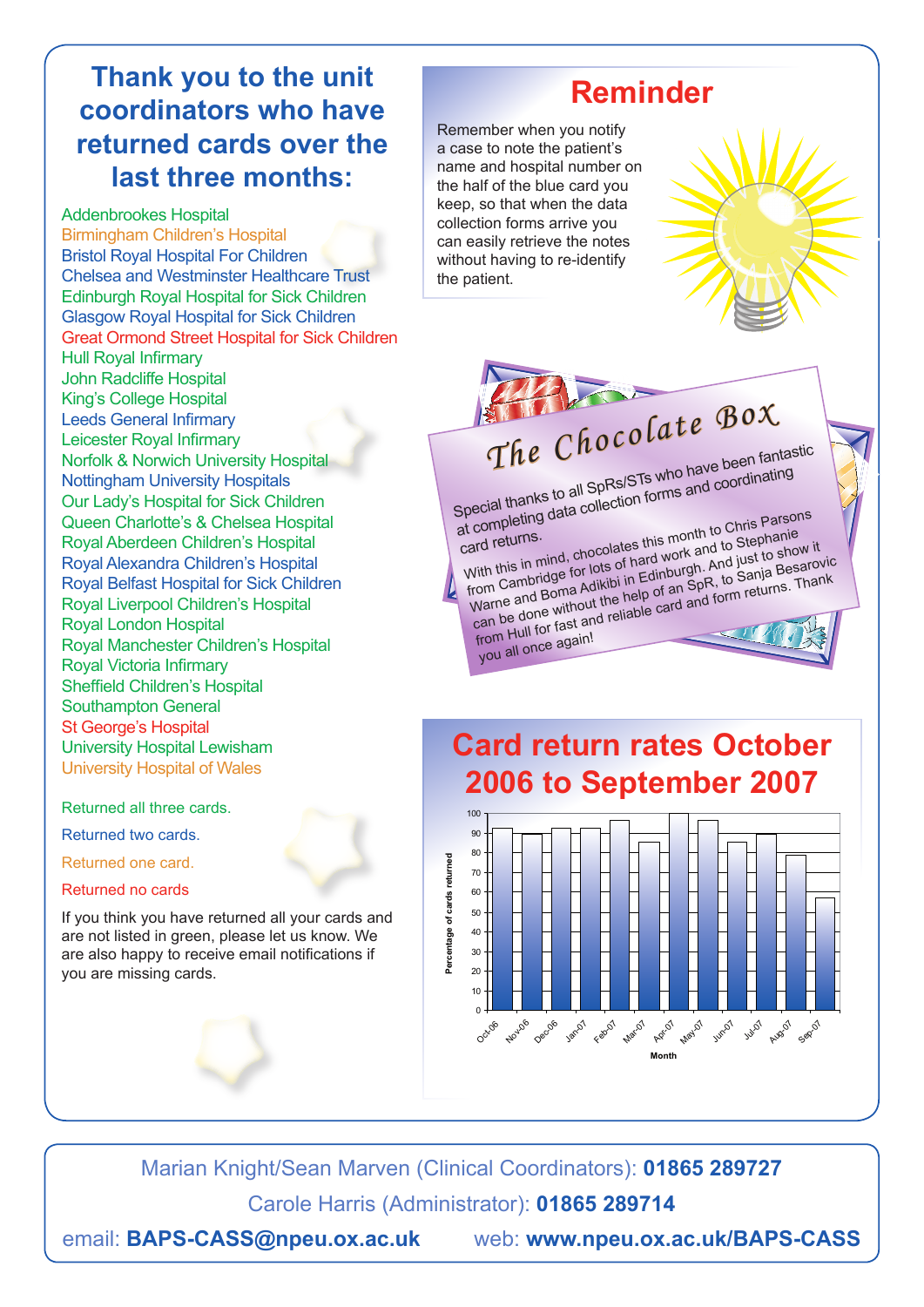## Thank you to the unit coordinators who have returned cards over the last three months:

- Addenbrookes Hospital
- Birmingham Children's Hospital
- Bristol Royal Hospital For Children
- Chelsea and Westminster Healthcare Trust
- Edinburgh Royal Hospital for Sick Children
- Glasgow Royal Hospital for Sick Children
- Great Ormond Street Hospital for Sick Children
- Hull Royal Infirmary
- John Radcliffe Hospital
- King's College Hospital
- Leeds General Infirmary
- Leicester Royal Infirmary
- Norfolk & Norwich University Hospital
- Nottingham University Hospitals
- Our Lady's Hospital for Sick Children
- Queen Charlotte's & Chelsea Hospital
- Royal Aberdeen Children's Hospital
- Royal Alexandra Children's Hospital
- Royal Belfast Hospital for Sick Children
- Royal Liverpool Children's Hospital
- Royal London Hospital
- Royal Manchester Children's Hospital
- Royal Victoria Infirmary
- Sheffield Children's Hospital
- Southampton General
- St George's Hospital
- University Hospital Lewisham
- University Hospital of Wales

Returned all three cards.

Returned two cards.

Returned one card.

Returned no cards

If you think you have returned all your cards and are not listed in green, please let us know. We are also happy to receive email notifications if you are missing cards.

## Reminder

Remember when you notify a case to note the patient's name and hospital number on the half of the blue card you keep, so that when the data collection forms arrive you can easily retrieve the notes without having to re-identify the patient.

## The Chocolate Box

Special thanks to all SpRs/STs who have been fantastic at completing data collection forms and coordinating card returns.

With this in mind, chocolates this month to Chris Parsons from Cambridge for lots of hard work and to Stephanie Warne and Boma Adikibi in Edinburgh. And just to show it can be done without the help of an SpR, to Sanja Besarovic from Hull for fast and reliable card and form returns. Thank you all once again!

## Card return rates October 2006 to September 2007

Percentage of cards returned

0 10 20 30 40 50 60 70 80 90 100

Oct-06 Nov-06 Dec-06 Jan-07 Feb-07 Mar-07 Apr-07 May-07 Jun-07 Jul-07 Aug-07 Sep-07

Month

---

Marian Knight/Sean Marven (Clinical Coordinators): **01865 289727**

Carole Harris (Administrator): **01865 289714**

email: **BAPS-CASS@npeu.ox.ac.uk** web: **www.npeu.ox.ac.uk/BAPS-CASS**